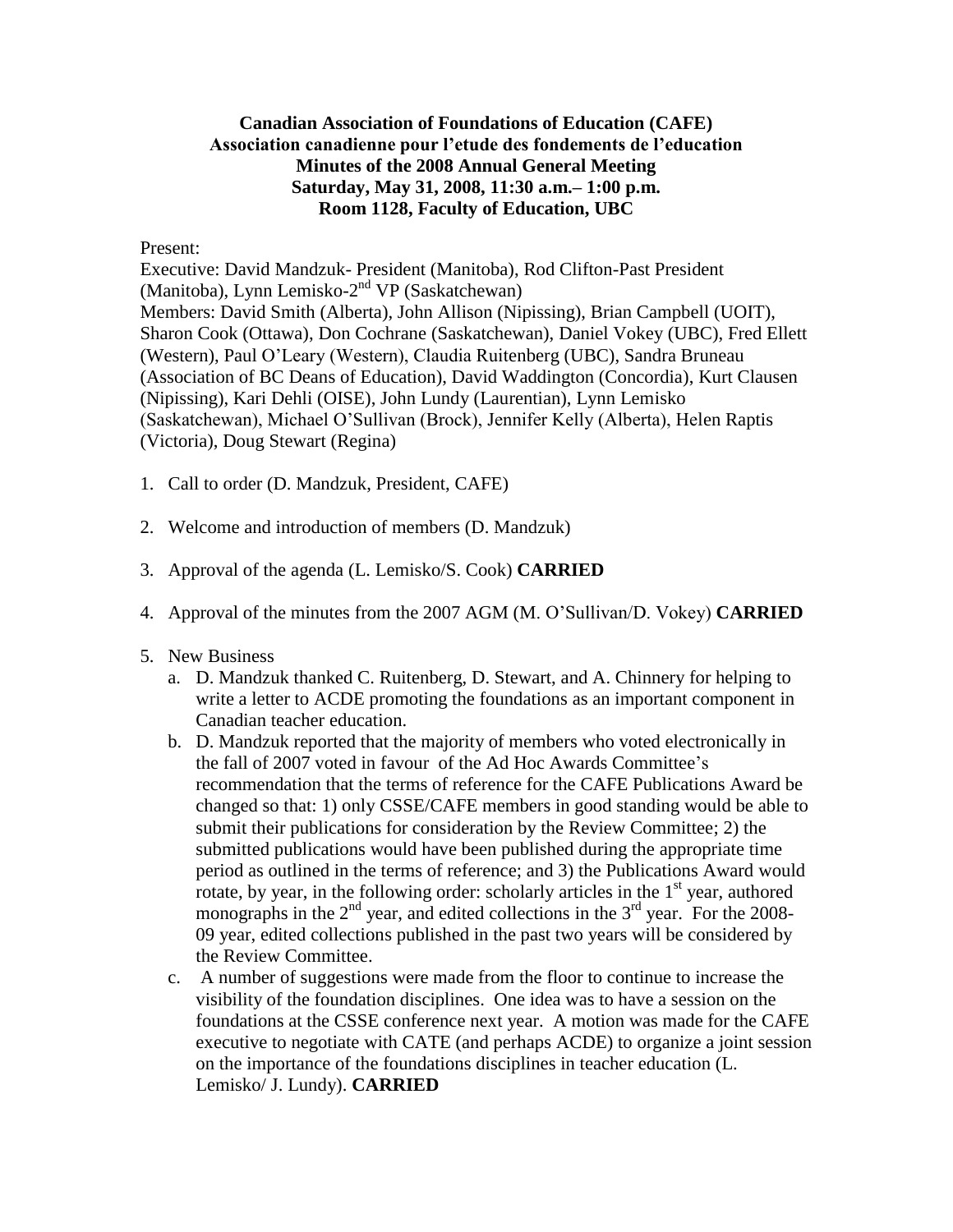**Canadian Association of Foundations of Education (CAFE)**
**Association canadienne pour l'etude des fondements de l'education**
**Minutes of the 2008 Annual General Meeting**
**Saturday, May 31, 2008, 11:30 a.m.– 1:00 p.m.**
**Room 1128, Faculty of Education, UBC**

Present:
Executive: David Mandzuk- President (Manitoba), Rod Clifton-Past President (Manitoba), Lynn Lemisko-2nd VP (Saskatchewan)
Members: David Smith (Alberta), John Allison (Nipissing), Brian Campbell (UOIT), Sharon Cook (Ottawa), Don Cochrane (Saskatchewan), Daniel Vokey (UBC), Fred Ellett (Western), Paul O'Leary (Western), Claudia Ruitenberg (UBC), Sandra Bruneau (Association of BC Deans of Education), David Waddington (Concordia), Kurt Clausen (Nipissing), Kari Dehli (OISE), John Lundy (Laurentian), Lynn Lemisko (Saskatchewan), Michael O'Sullivan (Brock), Jennifer Kelly (Alberta), Helen Raptis (Victoria), Doug Stewart (Regina)

1. Call to order (D. Mandzuk, President, CAFE)

2. Welcome and introduction of members (D. Mandzuk)

3. Approval of the agenda (L. Lemisko/S. Cook) **CARRIED**

4. Approval of the minutes from the 2007 AGM (M. O'Sullivan/D. Vokey) **CARRIED**

5. New Business
   a. D. Mandzuk thanked C. Ruitenberg, D. Stewart, and A. Chinnery for helping to write a letter to ACDE promoting the foundations as an important component in Canadian teacher education.
   b. D. Mandzuk reported that the majority of members who voted electronically in the fall of 2007 voted in favour of the Ad Hoc Awards Committee's recommendation that the terms of reference for the CAFE Publications Award be changed so that: 1) only CSSE/CAFE members in good standing would be able to submit their publications for consideration by the Review Committee; 2) the submitted publications would have been published during the appropriate time period as outlined in the terms of reference; and 3) the Publications Award would rotate, by year, in the following order: scholarly articles in the 1st year, authored monographs in the 2nd year, and edited collections in the 3rd year. For the 2008-09 year, edited collections published in the past two years will be considered by the Review Committee.
   c. A number of suggestions were made from the floor to continue to increase the visibility of the foundation disciplines. One idea was to have a session on the foundations at the CSSE conference next year. A motion was made for the CAFE executive to negotiate with CATE (and perhaps ACDE) to organize a joint session on the importance of the foundations disciplines in teacher education (L. Lemisko/ J. Lundy). **CARRIED**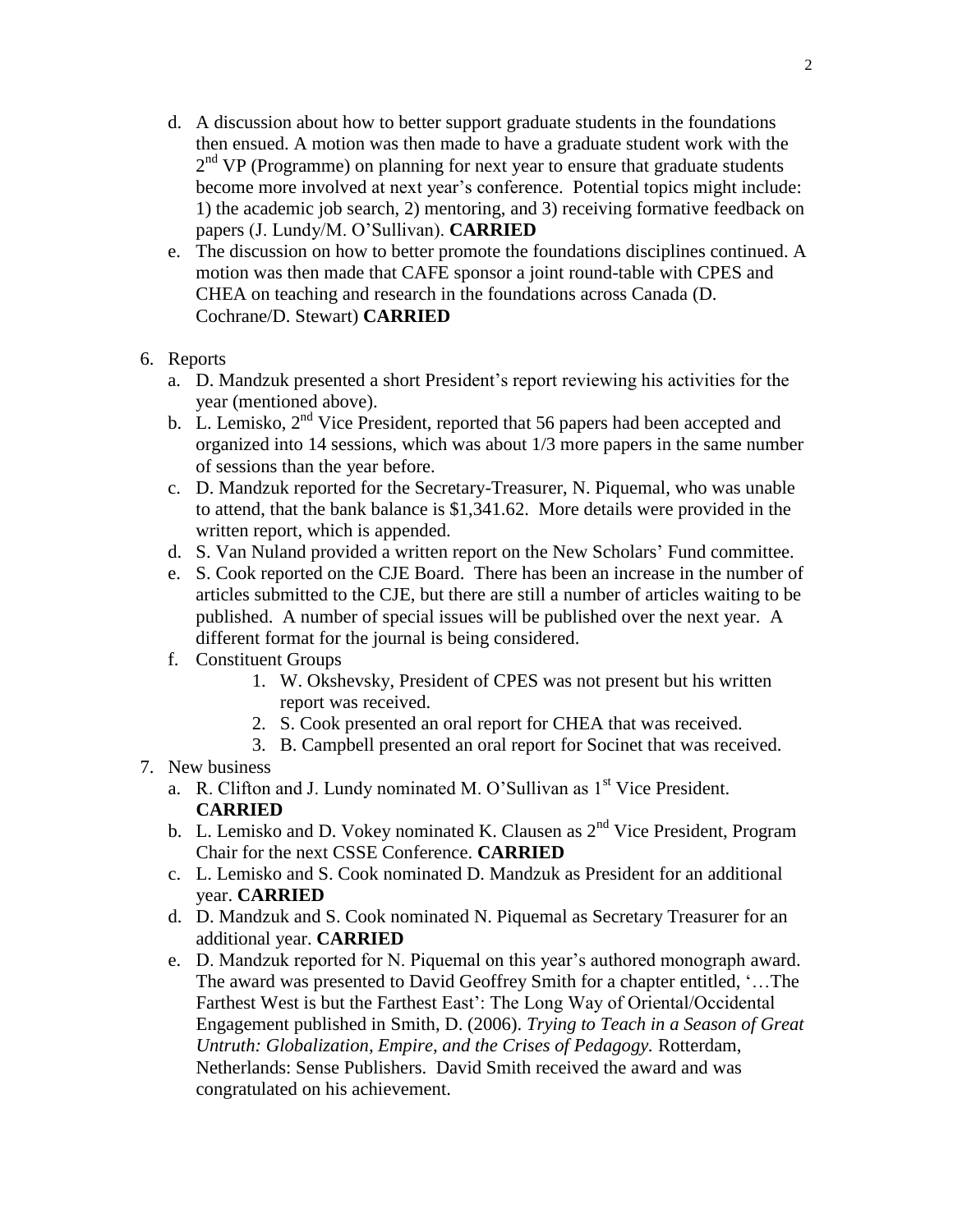d. A discussion about how to better support graduate students in the foundations then ensued. A motion was then made to have a graduate student work with the 2nd VP (Programme) on planning for next year to ensure that graduate students become more involved at next year's conference. Potential topics might include: 1) the academic job search, 2) mentoring, and 3) receiving formative feedback on papers (J. Lundy/M. O'Sullivan). **CARRIED**

e. The discussion on how to better promote the foundations disciplines continued. A motion was then made that CAFE sponsor a joint round-table with CPES and CHEA on teaching and research in the foundations across Canada (D. Cochrane/D. Stewart) **CARRIED**

6. Reports
   a. D. Mandzuk presented a short President's report reviewing his activities for the year (mentioned above).
   b. L. Lemisko, 2nd Vice President, reported that 56 papers had been accepted and organized into 14 sessions, which was about 1/3 more papers in the same number of sessions than the year before.
   c. D. Mandzuk reported for the Secretary-Treasurer, N. Piquemal, who was unable to attend, that the bank balance is $1,341.62. More details were provided in the written report, which is appended.
   d. S. Van Nuland provided a written report on the New Scholars' Fund committee.
   e. S. Cook reported on the CJE Board. There has been an increase in the number of articles submitted to the CJE, but there are still a number of articles waiting to be published. A number of special issues will be published over the next year. A different format for the journal is being considered.
   f. Constituent Groups
      1. W. Okshevsky, President of CPES was not present but his written report was received.
      2. S. Cook presented an oral report for CHEA that was received.
      3. B. Campbell presented an oral report for Socinet that was received.
7. New business
   a. R. Clifton and J. Lundy nominated M. O'Sullivan as 1st Vice President. **CARRIED**
   b. L. Lemisko and D. Vokey nominated K. Clausen as 2nd Vice President, Program Chair for the next CSSE Conference. **CARRIED**
   c. L. Lemisko and S. Cook nominated D. Mandzuk as President for an additional year. **CARRIED**
   d. D. Mandzuk and S. Cook nominated N. Piquemal as Secretary Treasurer for an additional year. **CARRIED**
   e. D. Mandzuk reported for N. Piquemal on this year's authored monograph award. The award was presented to David Geoffrey Smith for a chapter entitled, '…The Farthest West is but the Farthest East': The Long Way of Oriental/Occidental Engagement published in Smith, D. (2006). *Trying to Teach in a Season of Great Untruth: Globalization, Empire, and the Crises of Pedagogy.* Rotterdam, Netherlands: Sense Publishers. David Smith received the award and was congratulated on his achievement.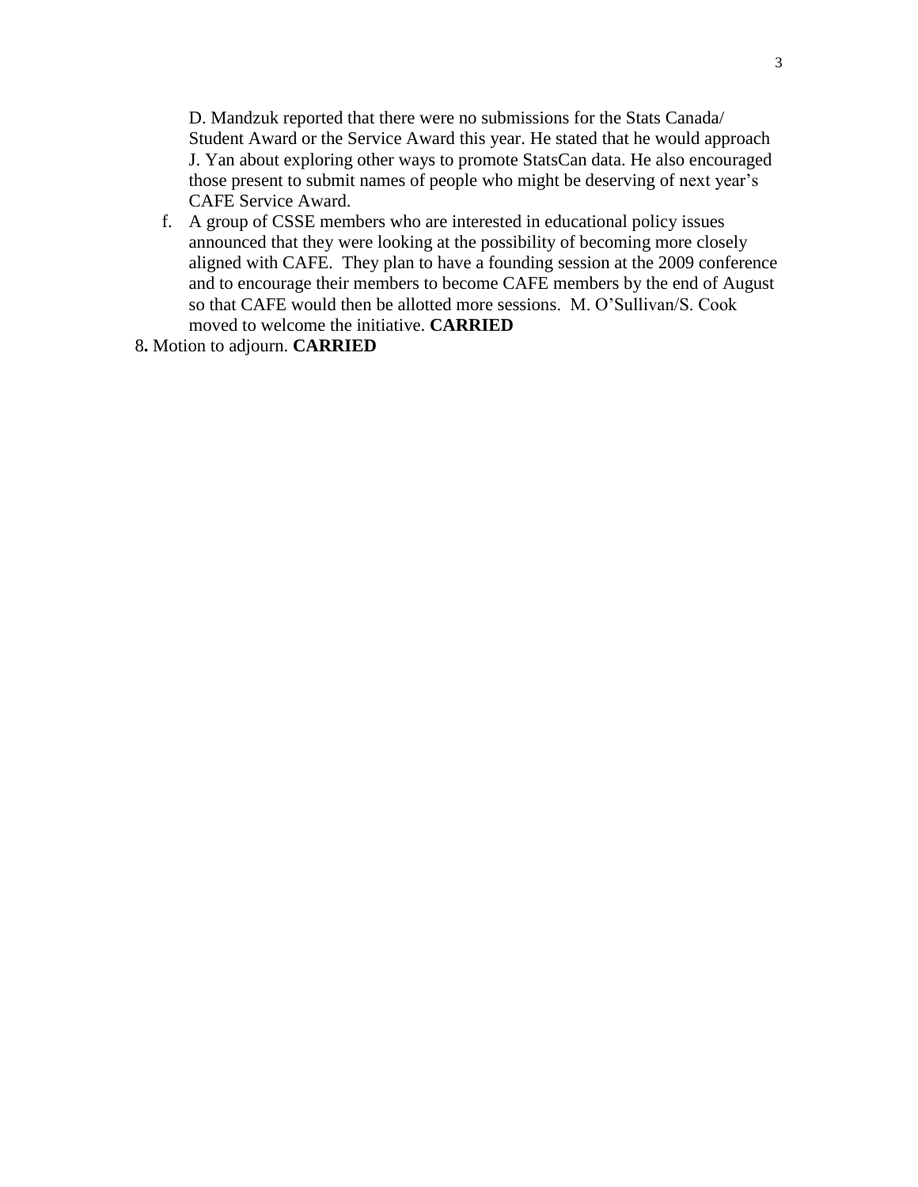D. Mandzuk reported that there were no submissions for the Stats Canada/ Student Award or the Service Award this year. He stated that he would approach J. Yan about exploring other ways to promote StatsCan data. He also encouraged those present to submit names of people who might be deserving of next year's CAFE Service Award.

f. A group of CSSE members who are interested in educational policy issues announced that they were looking at the possibility of becoming more closely aligned with CAFE. They plan to have a founding session at the 2009 conference and to encourage their members to become CAFE members by the end of August so that CAFE would then be allotted more sessions. M. O'Sullivan/S. Cook moved to welcome the initiative. **CARRIED**

8**.** Motion to adjourn. **CARRIED**